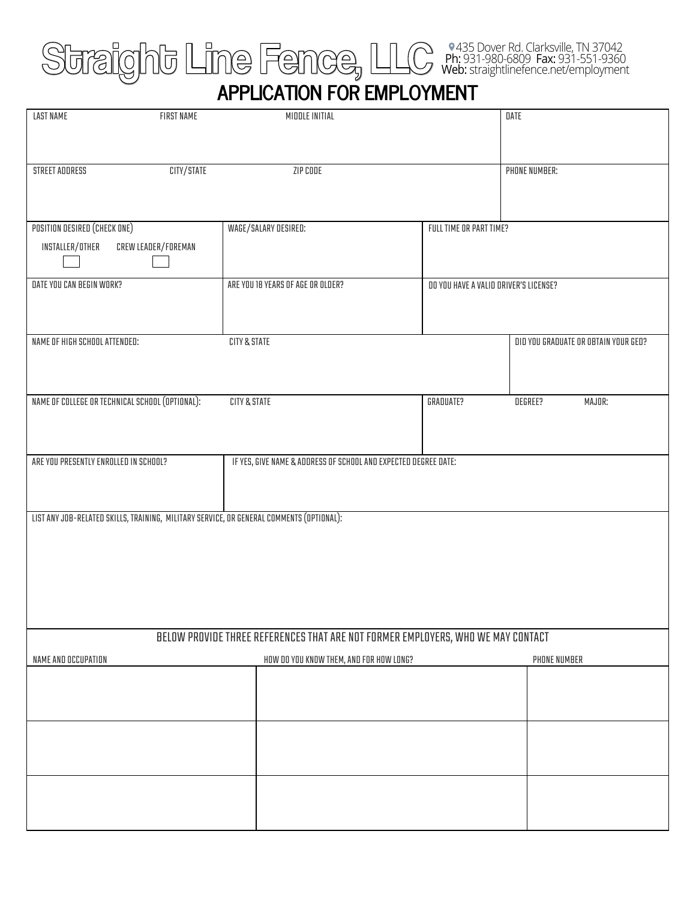# Straight Line Fence, LLC

435 Dover Rd. Clarksville, TN 37042
**Ph:** 931-980-6809 **Fax:** 931-551-9360
**Web:** straightlinefence.net/employment

## APPLICATION FOR EMPLOYMENT

| LAST NAME | FIRST NAME | MIDDLE INITIAL | DATE |
|---|---|---|---|
| | | | |

| STREET ADDRESS | CITY/STATE | ZIP CODE | PHONE NUMBER: |
|---|---|---|---|
| | | | |

| POSITION DESIRED (CHECK ONE) | WAGE/SALARY DESIRED: | FULL TIME OR PART TIME? |
|---|---|---|
| INSTALLER/OTHER ☐ CREW LEADER/FOREMAN ☐ | | |

| DATE YOU CAN BEGIN WORK? | ARE YOU 18 YEARS OF AGE OR OLDER? | DO YOU HAVE A VALID DRIVER'S LICENSE? |
|---|---|---|
| | | |

| NAME OF HIGH SCHOOL ATTENDED: | CITY & STATE | DID YOU GRADUATE OR OBTAIN YOUR GED? |
|---|---|---|
| | | |

| NAME OF COLLEGE OR TECHNICAL SCHOOL (OPTIONAL): | CITY & STATE | GRADUATE? | DEGREE? | MAJOR: |
|---|---|---|---|---|
| | | | | |

| ARE YOU PRESENTLY ENROLLED IN SCHOOL? | IF YES, GIVE NAME & ADDRESS OF SCHOOL AND EXPECTED DEGREE DATE: |
|---|---|
| | |

LIST ANY JOB-RELATED SKILLS, TRAINING, MILITARY SERVICE, OR GENERAL COMMENTS (OPTIONAL):

BELOW PROVIDE THREE REFERENCES THAT ARE NOT FORMER EMPLOYERS, WHO WE MAY CONTACT

| NAME AND OCCUPATION | HOW DO YOU KNOW THEM, AND FOR HOW LONG? | PHONE NUMBER |
|---|---|---|
| | | |
| | | |
| | | |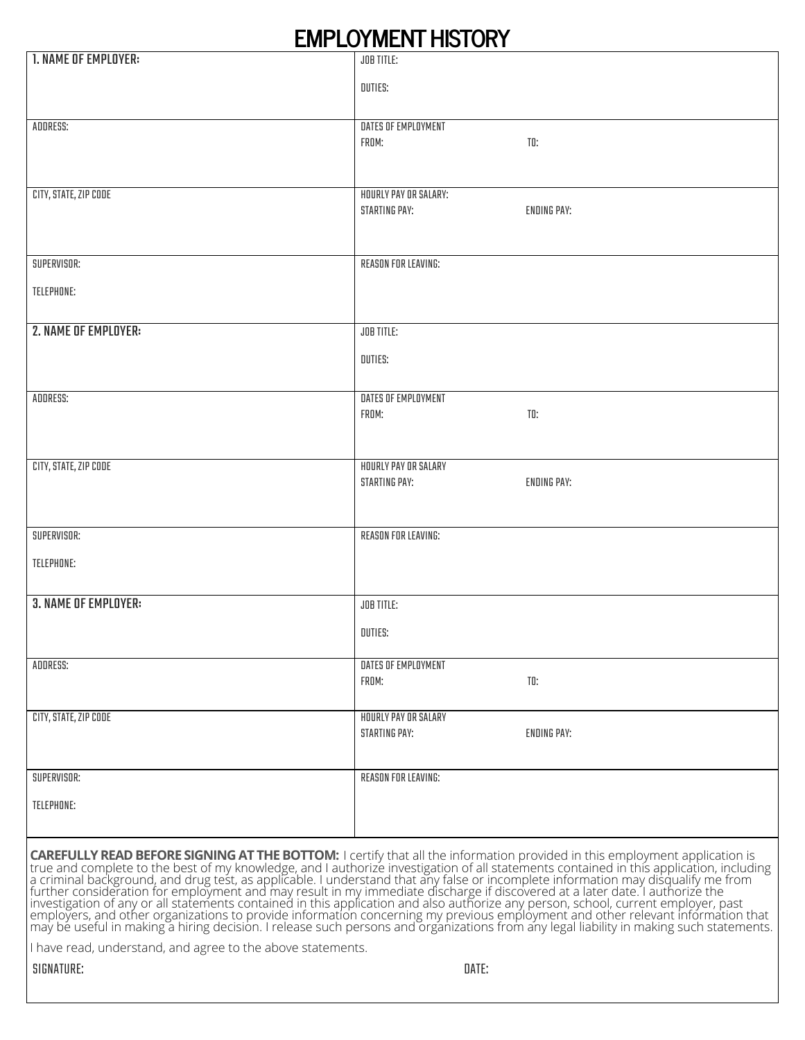# EMPLOYMENT HISTORY

| | |
|---|---|
| **1. NAME OF EMPLOYER:** | JOB TITLE:<br><br>DUTIES: |
| ADDRESS: | DATES OF EMPLOYMENT<br>FROM: TO: |
| CITY, STATE, ZIP CODE | HOURLY PAY OR SALARY:<br>STARTING PAY: ENDING PAY: |
| SUPERVISOR:<br><br>TELEPHONE: | REASON FOR LEAVING: |
| **2. NAME OF EMPLOYER:** | JOB TITLE:<br><br>DUTIES: |
| ADDRESS: | DATES OF EMPLOYMENT<br>FROM: TO: |
| CITY, STATE, ZIP CODE | HOURLY PAY OR SALARY<br>STARTING PAY: ENDING PAY: |
| SUPERVISOR:<br><br>TELEPHONE: | REASON FOR LEAVING: |
| **3. NAME OF EMPLOYER:** | JOB TITLE:<br><br>DUTIES: |
| ADDRESS: | DATES OF EMPLOYMENT<br>FROM: TO: |
| CITY, STATE, ZIP CODE | HOURLY PAY OR SALARY<br>STARTING PAY: ENDING PAY: |
| SUPERVISOR:<br><br>TELEPHONE: | REASON FOR LEAVING: |

**CAREFULLY READ BEFORE SIGNING AT THE BOTTOM:** I certify that all the information provided in this employment application is true and complete to the best of my knowledge, and I authorize investigation of all statements contained in this application, including a criminal background, and drug test, as applicable. I understand that any false or incomplete information may disqualify me from further consideration for employment and may result in my immediate discharge if discovered at a later date. I authorize the investigation of any or all statements contained in this application and also authorize any person, school, current employer, past employers, and other organizations to provide information concerning my previous employment and other relevant information that may be useful in making a hiring decision. I release such persons and organizations from any legal liability in making such statements.

I have read, understand, and agree to the above statements.

SIGNATURE: DATE: